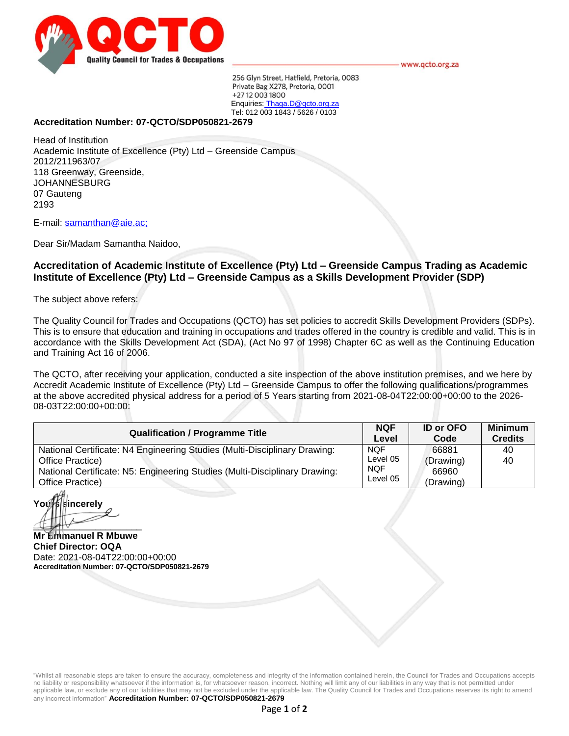**QCTO** Quality Council for Trades & Occupations

www.qcto.org.za

256 Glyn Street, Hatfield, Pretoria, 0083
Private Bag X278, Pretoria, 0001
+27 12 003 1800
Enquiries: Thaga.D@qcto.org.za
Tel: 012 003 1843 / 5626 / 0103

**Accreditation Number: 07-QCTO/SDP050821-2679**

Head of Institution
Academic Institute of Excellence (Pty) Ltd – Greenside Campus
2012/211963/07
118 Greenway, Greenside,
JOHANNESBURG
07 Gauteng
2193

E-mail: samanthan@aie.ac;

Dear Sir/Madam Samantha Naidoo,

**Accreditation of Academic Institute of Excellence (Pty) Ltd – Greenside Campus Trading as Academic Institute of Excellence (Pty) Ltd – Greenside Campus as a Skills Development Provider (SDP)**

The subject above refers:

The Quality Council for Trades and Occupations (QCTO) has set policies to accredit Skills Development Providers (SDPs). This is to ensure that education and training in occupations and trades offered in the country is credible and valid. This is in accordance with the Skills Development Act (SDA), (Act No 97 of 1998) Chapter 6C as well as the Continuing Education and Training Act 16 of 2006.

The QCTO, after receiving your application, conducted a site inspection of the above institution premises, and we here by Accredit Academic Institute of Excellence (Pty) Ltd – Greenside Campus to offer the following qualifications/programmes at the above accredited physical address for a period of 5 Years starting from 2021-08-04T22:00:00+00:00 to the 2026-08-03T22:00:00+00:00:

| Qualification / Programme Title | NQF Level | ID or OFO Code | Minimum Credits |
|---|---|---|---|
| National Certificate: N4 Engineering Studies (Multi-Disciplinary Drawing: Office Practice) | NQF Level 05 | 66881 (Drawing) | 40 |
| National Certificate: N5: Engineering Studies (Multi-Disciplinary Drawing: Office Practice) | NQF Level 05 | 66960 (Drawing) | 40 |

**Yours sincerely**

**Mr Emmanuel R Mbuwe**
**Chief Director: OQA**
Date: 2021-08-04T22:00:00+00:00
**Accreditation Number: 07-QCTO/SDP050821-2679**

"Whilst all reasonable steps are taken to ensure the accuracy, completeness and integrity of the information contained herein, the Council for Trades and Occupations accepts no liability or responsibility whatsoever if the information is, for whatsoever reason, incorrect. Nothing will limit any of our liabilities in any way that is not permitted under applicable law, or exclude any of our liabilities that may not be excluded under the applicable law. The Quality Council for Trades and Occupations reserves its right to amend any incorrect information" **Accreditation Number: 07-QCTO/SDP050821-2679**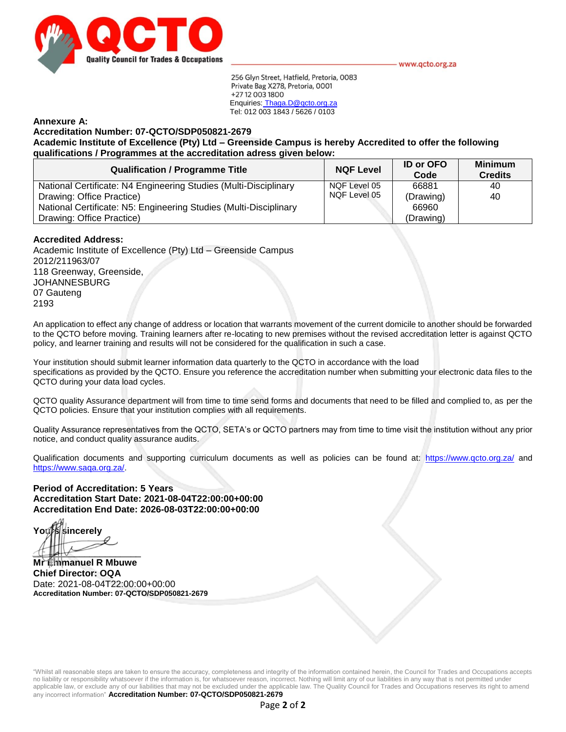www.qcto.org.za

256 Glyn Street, Hatfield, Pretoria, 0083
Private Bag X278, Pretoria, 0001
+27 12 003 1800
Enquiries: Thaga.D@qcto.org.za
Tel: 012 003 1843 / 5626 / 0103

**Annexure A:**
**Accreditation Number: 07-QCTO/SDP050821-2679**
**Academic Institute of Excellence (Pty) Ltd – Greenside Campus is hereby Accredited to offer the following qualifications / Programmes at the accreditation adress given below:**

| Qualification / Programme Title | NQF Level | ID or OFO Code | Minimum Credits |
|---|---|---|---|
| National Certificate: N4 Engineering Studies (Multi-Disciplinary Drawing: Office Practice) | NQF Level 05 | 66881 (Drawing) | 40 |
| National Certificate: N5: Engineering Studies (Multi-Disciplinary Drawing: Office Practice) | NQF Level 05 | 66960 (Drawing) | 40 |

**Accredited Address:**
Academic Institute of Excellence (Pty) Ltd – Greenside Campus
2012/211963/07
118 Greenway, Greenside,
JOHANNESBURG
07 Gauteng
2193

An application to effect any change of address or location that warrants movement of the current domicile to another should be forwarded to the QCTO before moving. Training learners after re-locating to new premises without the revised accreditation letter is against QCTO policy, and learner training and results will not be considered for the qualification in such a case.

Your institution should submit learner information data quarterly to the QCTO in accordance with the load specifications as provided by the QCTO. Ensure you reference the accreditation number when submitting your electronic data files to the QCTO during your data load cycles.

QCTO quality Assurance department will from time to time send forms and documents that need to be filled and complied to, as per the QCTO policies. Ensure that your institution complies with all requirements.

Quality Assurance representatives from the QCTO, SETA's or QCTO partners may from time to time visit the institution without any prior notice, and conduct quality assurance audits.

Qualification documents and supporting curriculum documents as well as policies can be found at: https://www.qcto.org.za/ and https://www.saqa.org.za/.

**Period of Accreditation: 5 Years**
**Accreditation Start Date: 2021-08-04T22:00:00+00:00**
**Accreditation End Date: 2026-08-03T22:00:00+00:00**

**Yours sincerely**

**Mr Emmanuel R Mbuwe**
**Chief Director: OQA**
Date: 2021-08-04T22:00:00+00:00
**Accreditation Number: 07-QCTO/SDP050821-2679**

"Whilst all reasonable steps are taken to ensure the accuracy, completeness and integrity of the information contained herein, the Council for Trades and Occupations accepts no liability or responsibility whatsoever if the information is, for whatsoever reason, incorrect. Nothing will limit any of our liabilities in any way that is not permitted under applicable law, or exclude any of our liabilities that may not be excluded under the applicable law. The Quality Council for Trades and Occupations reserves its right to amend any incorrect information" **Accreditation Number: 07-QCTO/SDP050821-2679**